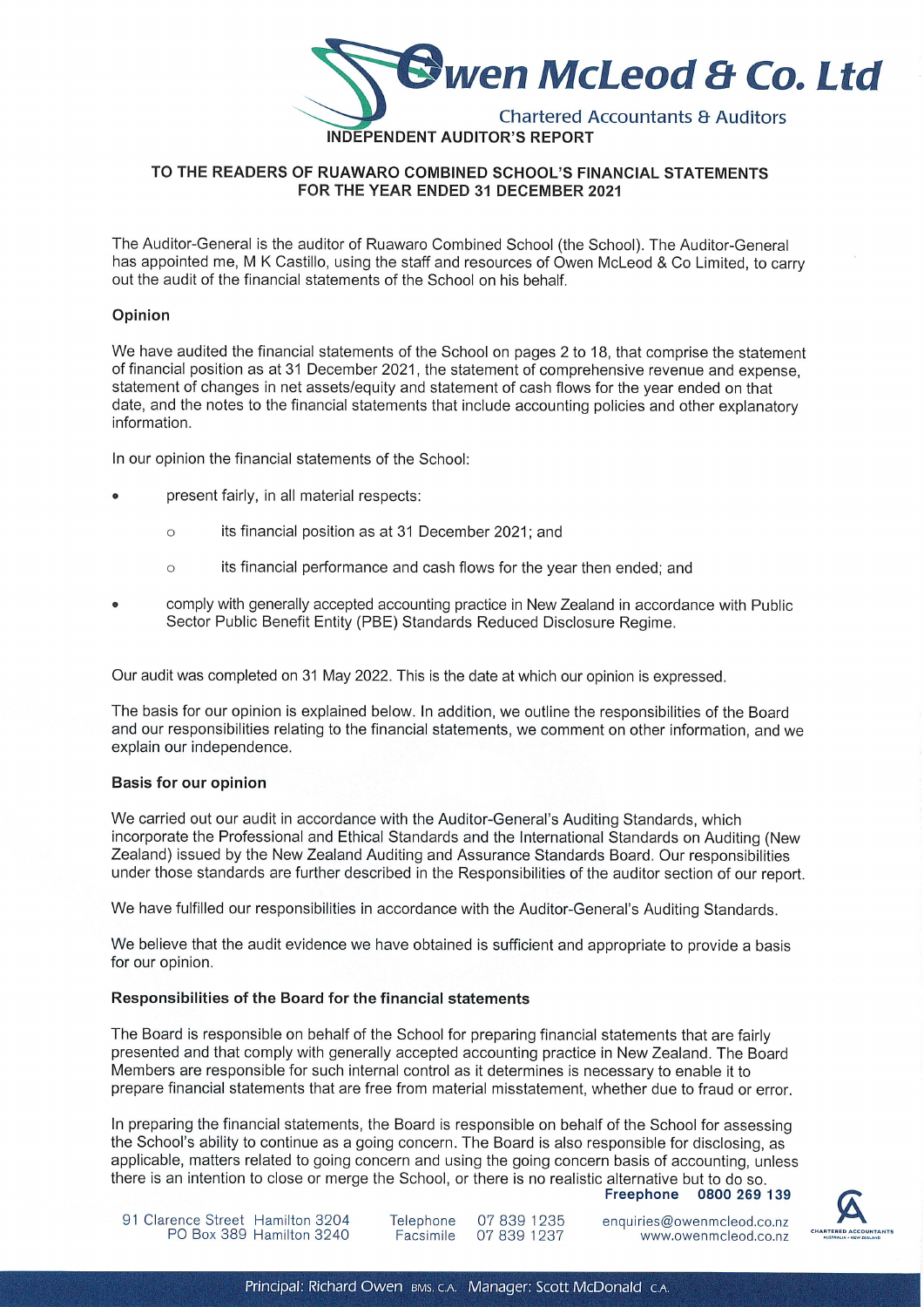**Owen McLeod & Co. Ltd**

Chartered Accountants & Auditors

# INDEPENDENT AUDITOR'S REPORT

## TO THE READERS OF RUAWARO COMBINED SCHOOL'S FINANCIAL STATEMENTS FOR THE YEAR ENDED 31 DECEMBER 2021

The Auditor-General is the auditor of Ruawaro Combined School (the School). The Auditor-General has appointed me, M K Castillo, using the staff and resources of Owen McLeod & Co Limited, to carry out the audit of the financial statements of the School on his behalf.

### Opinion

We have audited the financial statements of the School on pages 2 to 18, that comprise the statement of financial position as at 31 December 2021, the statement of comprehensive revenue and expense, statement of changes in net assets/equity and statement of cash flows for the year ended on that date, and the notes to the financial statements that include accounting policies and other explanatory information.

In our opinion the financial statements of the School:

- present fairly, in all material respects:
  - its financial position as at 31 December 2021; and
  - its financial performance and cash flows for the year then ended; and
- comply with generally accepted accounting practice in New Zealand in accordance with Public Sector Public Benefit Entity (PBE) Standards Reduced Disclosure Regime.

Our audit was completed on 31 May 2022. This is the date at which our opinion is expressed.

The basis for our opinion is explained below. In addition, we outline the responsibilities of the Board and our responsibilities relating to the financial statements, we comment on other information, and we explain our independence.

### Basis for our opinion

We carried out our audit in accordance with the Auditor-General's Auditing Standards, which incorporate the Professional and Ethical Standards and the International Standards on Auditing (New Zealand) issued by the New Zealand Auditing and Assurance Standards Board. Our responsibilities under those standards are further described in the Responsibilities of the auditor section of our report.

We have fulfilled our responsibilities in accordance with the Auditor-General's Auditing Standards.

We believe that the audit evidence we have obtained is sufficient and appropriate to provide a basis for our opinion.

### Responsibilities of the Board for the financial statements

The Board is responsible on behalf of the School for preparing financial statements that are fairly presented and that comply with generally accepted accounting practice in New Zealand. The Board Members are responsible for such internal control as it determines is necessary to enable it to prepare financial statements that are free from material misstatement, whether due to fraud or error.

In preparing the financial statements, the Board is responsible on behalf of the School for assessing the School's ability to continue as a going concern. The Board is also responsible for disclosing, as applicable, matters related to going concern and using the going concern basis of accounting, unless there is an intention to close or merge the School, or there is no realistic alternative but to do so.

Freephone 0800 269 139

91 Clarence Street Hamilton 3204
PO Box 389 Hamilton 3240

Telephone 07 839 1235
Facsimile 07 839 1237

enquiries@owenmcleod.co.nz
www.owenmcleod.co.nz

Principal: Richard Owen BMS. C.A. Manager: Scott McDonald C.A.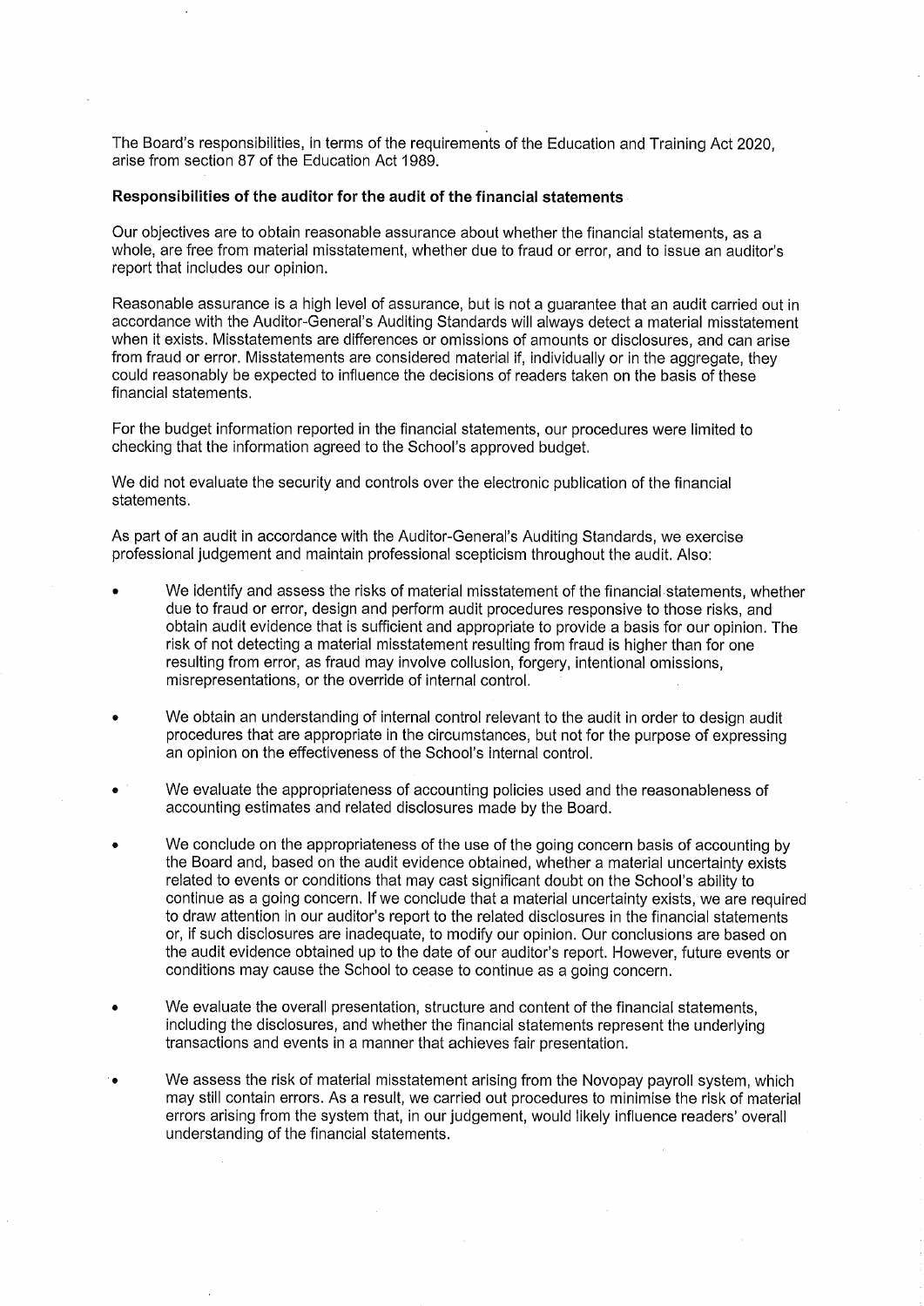The Board's responsibilities, in terms of the requirements of the Education and Training Act 2020, arise from section 87 of the Education Act 1989.

**Responsibilities of the auditor for the audit of the financial statements**

Our objectives are to obtain reasonable assurance about whether the financial statements, as a whole, are free from material misstatement, whether due to fraud or error, and to issue an auditor's report that includes our opinion.

Reasonable assurance is a high level of assurance, but is not a guarantee that an audit carried out in accordance with the Auditor-General's Auditing Standards will always detect a material misstatement when it exists. Misstatements are differences or omissions of amounts or disclosures, and can arise from fraud or error. Misstatements are considered material if, individually or in the aggregate, they could reasonably be expected to influence the decisions of readers taken on the basis of these financial statements.

For the budget information reported in the financial statements, our procedures were limited to checking that the information agreed to the School's approved budget.

We did not evaluate the security and controls over the electronic publication of the financial statements.

As part of an audit in accordance with the Auditor-General's Auditing Standards, we exercise professional judgement and maintain professional scepticism throughout the audit. Also:

- We identify and assess the risks of material misstatement of the financial statements, whether due to fraud or error, design and perform audit procedures responsive to those risks, and obtain audit evidence that is sufficient and appropriate to provide a basis for our opinion. The risk of not detecting a material misstatement resulting from fraud is higher than for one resulting from error, as fraud may involve collusion, forgery, intentional omissions, misrepresentations, or the override of internal control.

- We obtain an understanding of internal control relevant to the audit in order to design audit procedures that are appropriate in the circumstances, but not for the purpose of expressing an opinion on the effectiveness of the School's internal control.

- We evaluate the appropriateness of accounting policies used and the reasonableness of accounting estimates and related disclosures made by the Board.

- We conclude on the appropriateness of the use of the going concern basis of accounting by the Board and, based on the audit evidence obtained, whether a material uncertainty exists related to events or conditions that may cast significant doubt on the School's ability to continue as a going concern. If we conclude that a material uncertainty exists, we are required to draw attention in our auditor's report to the related disclosures in the financial statements or, if such disclosures are inadequate, to modify our opinion. Our conclusions are based on the audit evidence obtained up to the date of our auditor's report. However, future events or conditions may cause the School to cease to continue as a going concern.

- We evaluate the overall presentation, structure and content of the financial statements, including the disclosures, and whether the financial statements represent the underlying transactions and events in a manner that achieves fair presentation.

- We assess the risk of material misstatement arising from the Novopay payroll system, which may still contain errors. As a result, we carried out procedures to minimise the risk of material errors arising from the system that, in our judgement, would likely influence readers' overall understanding of the financial statements.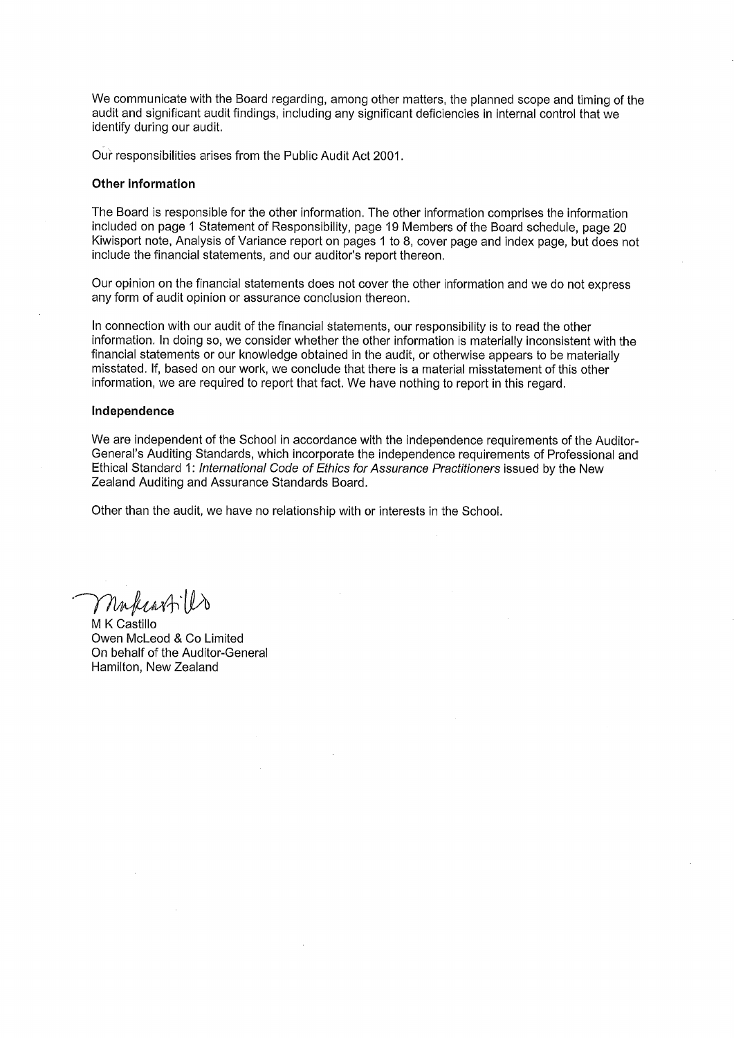We communicate with the Board regarding, among other matters, the planned scope and timing of the audit and significant audit findings, including any significant deficiencies in internal control that we identify during our audit.

Our responsibilities arises from the Public Audit Act 2001.

### Other information

The Board is responsible for the other information. The other information comprises the information included on page 1 Statement of Responsibility, page 19 Members of the Board schedule, page 20 Kiwisport note, Analysis of Variance report on pages 1 to 8, cover page and index page, but does not include the financial statements, and our auditor's report thereon.

Our opinion on the financial statements does not cover the other information and we do not express any form of audit opinion or assurance conclusion thereon.

In connection with our audit of the financial statements, our responsibility is to read the other information. In doing so, we consider whether the other information is materially inconsistent with the financial statements or our knowledge obtained in the audit, or otherwise appears to be materially misstated. If, based on our work, we conclude that there is a material misstatement of this other information, we are required to report that fact. We have nothing to report in this regard.

### Independence

We are independent of the School in accordance with the independence requirements of the Auditor-General's Auditing Standards, which incorporate the independence requirements of Professional and Ethical Standard 1: *International Code of Ethics for Assurance Practitioners* issued by the New Zealand Auditing and Assurance Standards Board.

Other than the audit, we have no relationship with or interests in the School.

M K Castillo
Owen McLeod & Co Limited
On behalf of the Auditor-General
Hamilton, New Zealand